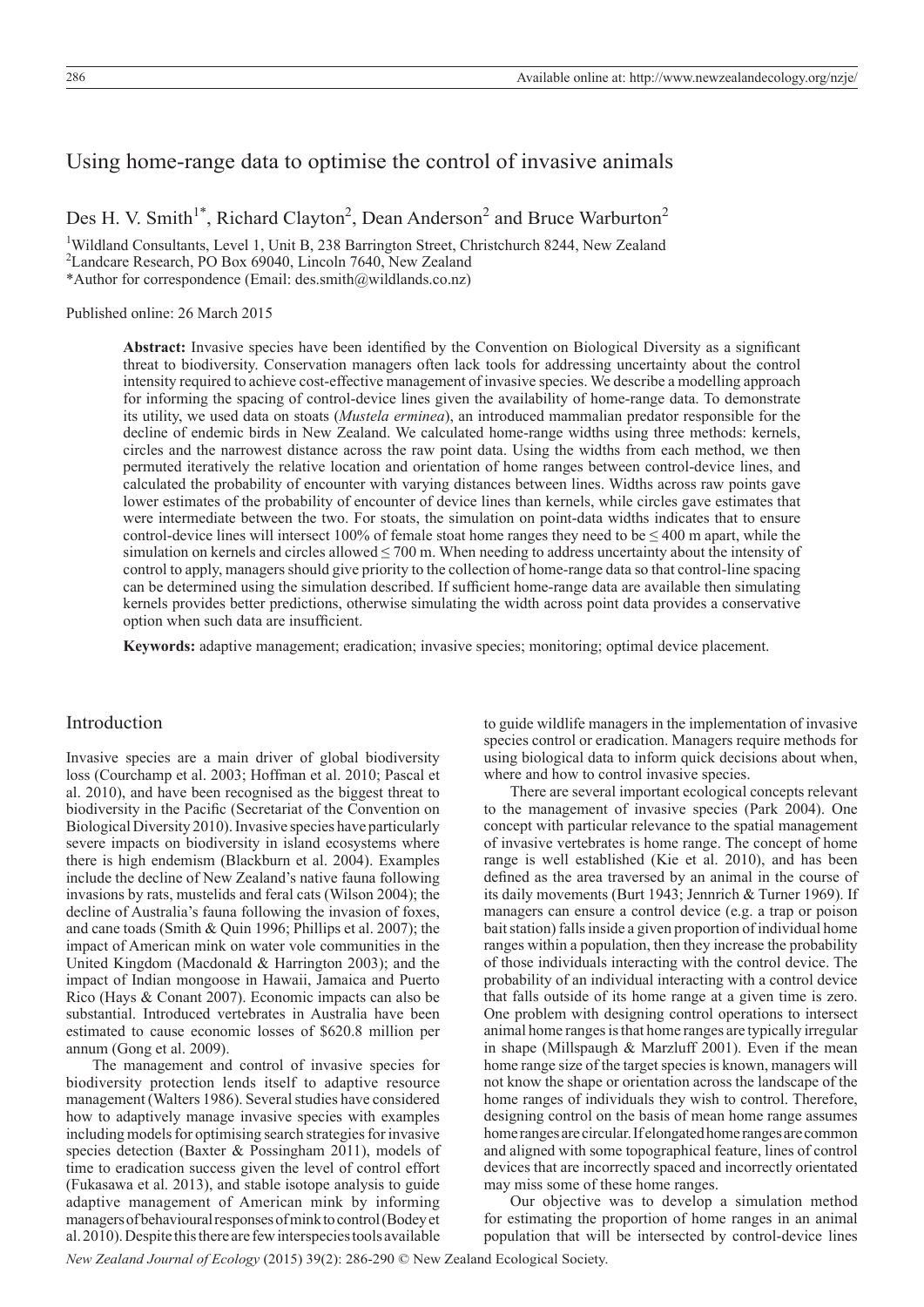# Using home-range data to optimise the control of invasive animals

Des H. V. Smith[1*], Richard Clayton[2], Dean Anderson[2] and Bruce Warburton[2]

[1]Wildland Consultants, Level 1, Unit B, 238 Barrington Street, Christchurch 8244, New Zealand

[2]Landcare Research, PO Box 69040, Lincoln 7640, New Zealand

*Author for correspondence (Email: des.smith@wildlands.co.nz)

Published online: 26 March 2015

**Abstract:** Invasive species have been identified by the Convention on Biological Diversity as a significant threat to biodiversity. Conservation managers often lack tools for addressing uncertainty about the control intensity required to achieve cost-effective management of invasive species. We describe a modelling approach for informing the spacing of control-device lines given the availability of home-range data. To demonstrate its utility, we used data on stoats (*Mustela erminea*), an introduced mammalian predator responsible for the decline of endemic birds in New Zealand. We calculated home-range widths using three methods: kernels, circles and the narrowest distance across the raw point data. Using the widths from each method, we then permuted iteratively the relative location and orientation of home ranges between control-device lines, and calculated the probability of encounter with varying distances between lines. Widths across raw points gave lower estimates of the probability of encounter of device lines than kernels, while circles gave estimates that were intermediate between the two. For stoats, the simulation on point-data widths indicates that to ensure control-device lines will intersect 100% of female stoat home ranges they need to be ≤ 400 m apart, while the simulation on kernels and circles allowed ≤ 700 m. When needing to address uncertainty about the intensity of control to apply, managers should give priority to the collection of home-range data so that control-line spacing can be determined using the simulation described. If sufficient home-range data are available then simulating kernels provides better predictions, otherwise simulating the width across point data provides a conservative option when such data are insufficient.

**Keywords:** adaptive management; eradication; invasive species; monitoring; optimal device placement.

## Introduction

Invasive species are a main driver of global biodiversity loss (Courchamp et al. 2003; Hoffman et al. 2010; Pascal et al. 2010), and have been recognised as the biggest threat to biodiversity in the Pacific (Secretariat of the Convention on Biological Diversity 2010). Invasive species have particularly severe impacts on biodiversity in island ecosystems where there is high endemism (Blackburn et al. 2004). Examples include the decline of New Zealand's native fauna following invasions by rats, mustelids and feral cats (Wilson 2004); the decline of Australia's fauna following the invasion of foxes, and cane toads (Smith & Quin 1996; Phillips et al. 2007); the impact of American mink on water vole communities in the United Kingdom (Macdonald & Harrington 2003); and the impact of Indian mongoose in Hawaii, Jamaica and Puerto Rico (Hays & Conant 2007). Economic impacts can also be substantial. Introduced vertebrates in Australia have been estimated to cause economic losses of $620.8 million per annum (Gong et al. 2009).

The management and control of invasive species for biodiversity protection lends itself to adaptive resource management (Walters 1986). Several studies have considered how to adaptively manage invasive species with examples including models for optimising search strategies for invasive species detection (Baxter & Possingham 2011), models of time to eradication success given the level of control effort (Fukasawa et al. 2013), and stable isotope analysis to guide adaptive management of American mink by informing managers of behavioural responses of mink to control (Bodey et al. 2010). Despite this there are few interspecies tools available to guide wildlife managers in the implementation of invasive species control or eradication. Managers require methods for using biological data to inform quick decisions about when, where and how to control invasive species.

There are several important ecological concepts relevant to the management of invasive species (Park 2004). One concept with particular relevance to the spatial management of invasive vertebrates is home range. The concept of home range is well established (Kie et al. 2010), and has been defined as the area traversed by an animal in the course of its daily movements (Burt 1943; Jennrich & Turner 1969). If managers can ensure a control device (e.g. a trap or poison bait station) falls inside a given proportion of individual home ranges within a population, then they increase the probability of those individuals interacting with the control device. The probability of an individual interacting with a control device that falls outside of its home range at a given time is zero. One problem with designing control operations to intersect animal home ranges is that home ranges are typically irregular in shape (Millspaugh & Marzluff 2001). Even if the mean home range size of the target species is known, managers will not know the shape or orientation across the landscape of the home ranges of individuals they wish to control. Therefore, designing control on the basis of mean home range assumes home ranges are circular. If elongated home ranges are common and aligned with some topographical feature, lines of control devices that are incorrectly spaced and incorrectly orientated may miss some of these home ranges.

Our objective was to develop a simulation method for estimating the proportion of home ranges in an animal population that will be intersected by control-device lines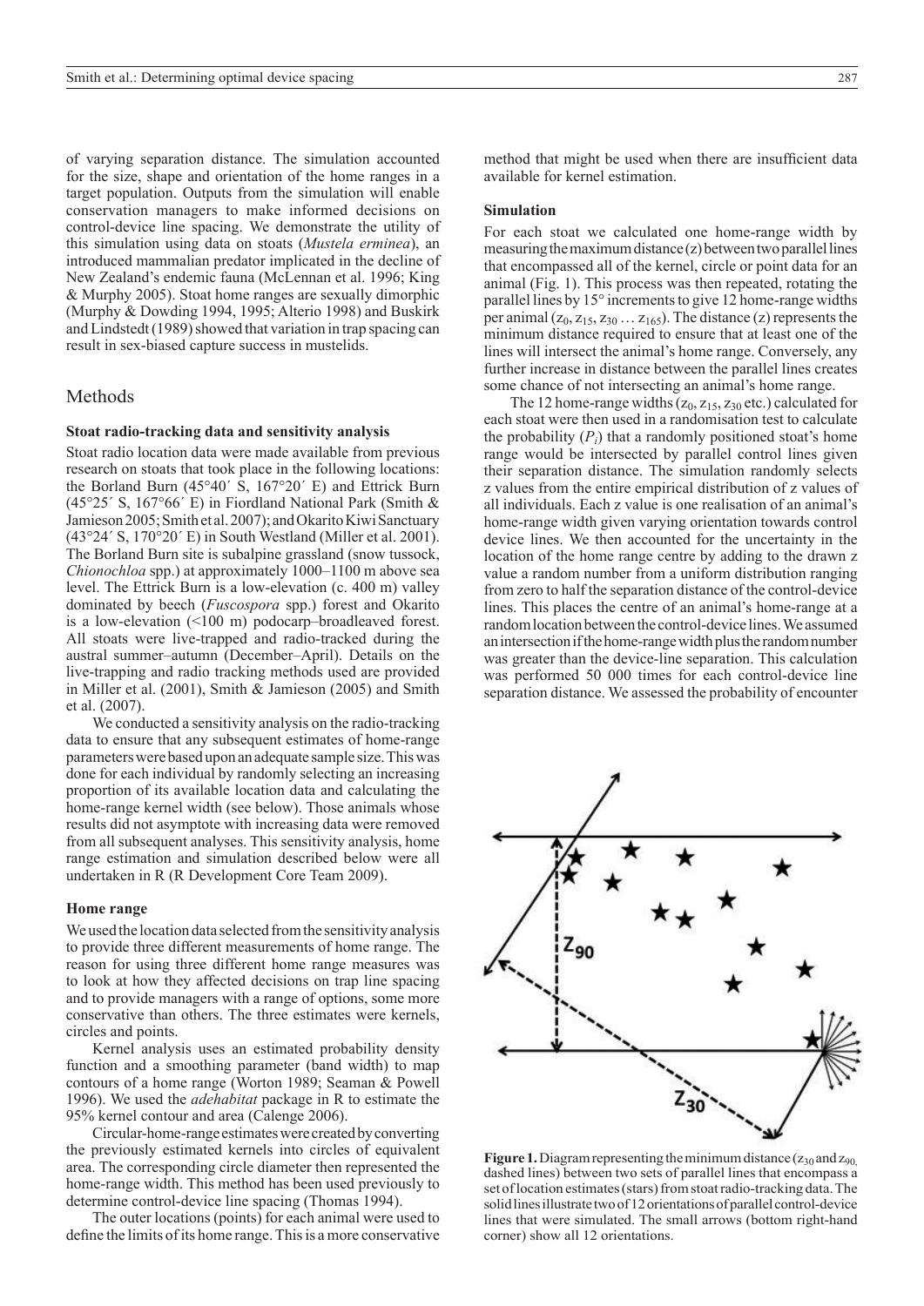of varying separation distance. The simulation accounted for the size, shape and orientation of the home ranges in a target population. Outputs from the simulation will enable conservation managers to make informed decisions on control-device line spacing. We demonstrate the utility of this simulation using data on stoats (*Mustela erminea*), an introduced mammalian predator implicated in the decline of New Zealand's endemic fauna (McLennan et al. 1996; King & Murphy 2005). Stoat home ranges are sexually dimorphic (Murphy & Dowding 1994, 1995; Alterio 1998) and Buskirk and Lindstedt (1989) showed that variation in trap spacing can result in sex-biased capture success in mustelids.

## Methods

### Stoat radio-tracking data and sensitivity analysis

Stoat radio location data were made available from previous research on stoats that took place in the following locations: the Borland Burn (45°40´ S, 167°20´ E) and Ettrick Burn (45°25´ S, 167°66´ E) in Fiordland National Park (Smith & Jamieson 2005; Smith et al. 2007); and Okarito Kiwi Sanctuary (43°24´ S, 170°20´ E) in South Westland (Miller et al. 2001). The Borland Burn site is subalpine grassland (snow tussock, *Chionochloa* spp.) at approximately 1000–1100 m above sea level. The Ettrick Burn is a low-elevation (c. 400 m) valley dominated by beech (*Fuscospora* spp.) forest and Okarito is a low-elevation (<100 m) podocarp–broadleaved forest. All stoats were live-trapped and radio-tracked during the austral summer–autumn (December–April). Details on the live-trapping and radio tracking methods used are provided in Miller et al. (2001), Smith & Jamieson (2005) and Smith et al. (2007).

We conducted a sensitivity analysis on the radio-tracking data to ensure that any subsequent estimates of home-range parameters were based upon an adequate sample size. This was done for each individual by randomly selecting an increasing proportion of its available location data and calculating the home-range kernel width (see below). Those animals whose results did not asymptote with increasing data were removed from all subsequent analyses. This sensitivity analysis, home range estimation and simulation described below were all undertaken in R (R Development Core Team 2009).

### Home range

We used the location data selected from the sensitivity analysis to provide three different measurements of home range. The reason for using three different home range measures was to look at how they affected decisions on trap line spacing and to provide managers with a range of options, some more conservative than others. The three estimates were kernels, circles and points.

Kernel analysis uses an estimated probability density function and a smoothing parameter (band width) to map contours of a home range (Worton 1989; Seaman & Powell 1996). We used the *adehabitat* package in R to estimate the 95% kernel contour and area (Calenge 2006).

Circular-home-range estimates were created by converting the previously estimated kernels into circles of equivalent area. The corresponding circle diameter then represented the home-range width. This method has been used previously to determine control-device line spacing (Thomas 1994).

The outer locations (points) for each animal were used to define the limits of its home range. This is a more conservative method that might be used when there are insufficient data available for kernel estimation.

### Simulation

For each stoat we calculated one home-range width by measuring the maximum distance (z) between two parallel lines that encompassed all of the kernel, circle or point data for an animal (Fig. 1). This process was then repeated, rotating the parallel lines by 15° increments to give 12 home-range widths per animal ($z_0, z_{15}, z_{30} \ldots z_{165}$). The distance (z) represents the minimum distance required to ensure that at least one of the lines will intersect the animal's home range. Conversely, any further increase in distance between the parallel lines creates some chance of not intersecting an animal's home range.

The 12 home-range widths ($z_0, z_{15}, z_{30}$ etc.) calculated for each stoat were then used in a randomisation test to calculate the probability ($P_i$) that a randomly positioned stoat's home range would be intersected by parallel control lines given their separation distance. The simulation randomly selects z values from the entire empirical distribution of z values of all individuals. Each z value is one realisation of an animal's home-range width given varying orientation towards control device lines. We then accounted for the uncertainty in the location of the home range centre by adding to the drawn z value a random number from a uniform distribution ranging from zero to half the separation distance of the control-device lines. This places the centre of an animal's home-range at a random location between the control-device lines. We assumed an intersection if the home-range width plus the random number was greater than the device-line separation. This calculation was performed 50 000 times for each control-device line separation distance. We assessed the probability of encounter

**Figure 1.** Diagram representing the minimum distance ($z_{30}$ and $z_{90}$, dashed lines) between two sets of parallel lines that encompass a set of location estimates (stars) from stoat radio-tracking data. The solid lines illustrate two of 12 orientations of parallel control-device lines that were simulated. The small arrows (bottom right-hand corner) show all 12 orientations.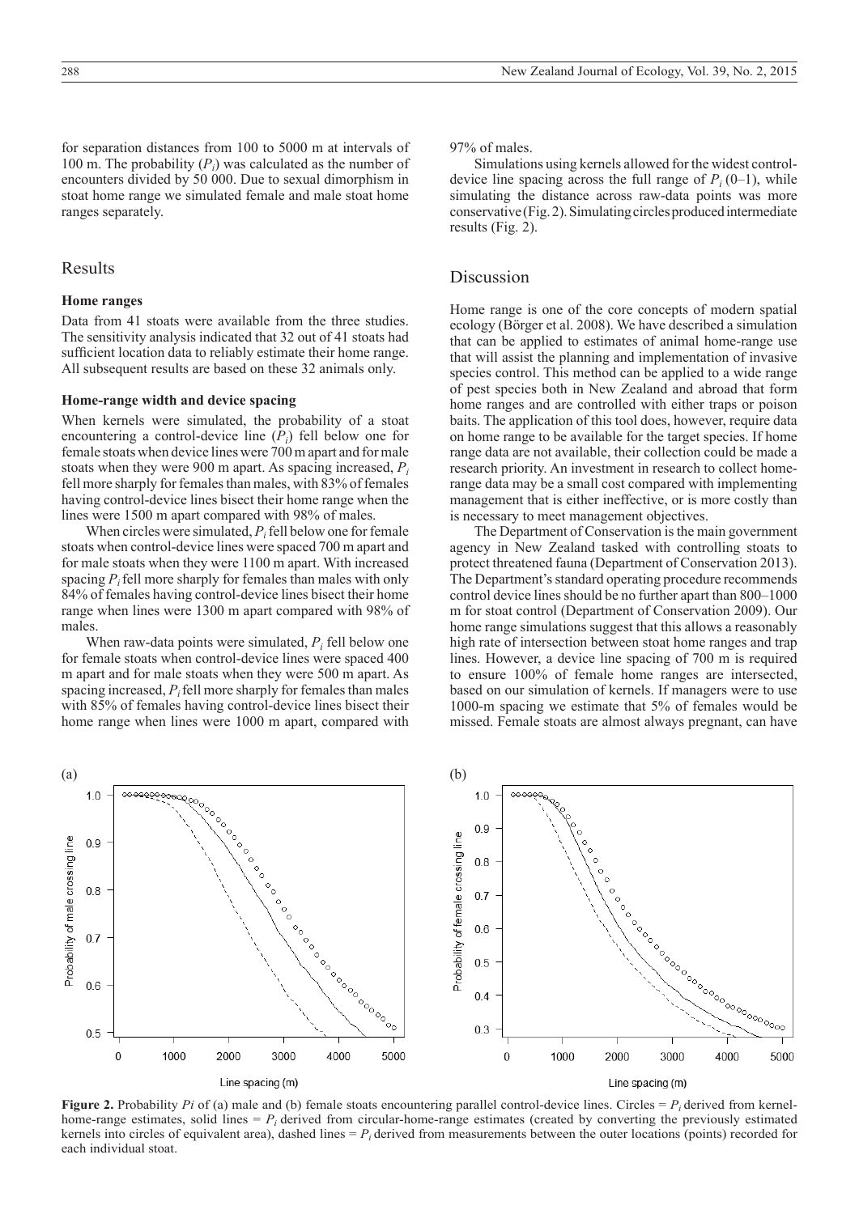for separation distances from 100 to 5000 m at intervals of 100 m. The probability ($P_i$) was calculated as the number of encounters divided by 50 000. Due to sexual dimorphism in stoat home range we simulated female and male stoat home ranges separately.

## Results

### Home ranges

Data from 41 stoats were available from the three studies. The sensitivity analysis indicated that 32 out of 41 stoats had sufficient location data to reliably estimate their home range. All subsequent results are based on these 32 animals only.

### Home-range width and device spacing

When kernels were simulated, the probability of a stoat encountering a control-device line ($P_i$) fell below one for female stoats when device lines were 700 m apart and for male stoats when they were 900 m apart. As spacing increased, $P_i$ fell more sharply for females than males, with 83% of females having control-device lines bisect their home range when the lines were 1500 m apart compared with 98% of males.

When circles were simulated, $P_i$ fell below one for female stoats when control-device lines were spaced 700 m apart and for male stoats when they were 1100 m apart. With increased spacing $P_i$ fell more sharply for females than males with only 84% of females having control-device lines bisect their home range when lines were 1300 m apart compared with 98% of males.

When raw-data points were simulated, $P_i$ fell below one for female stoats when control-device lines were spaced 400 m apart and for male stoats when they were 500 m apart. As spacing increased, $P_i$ fell more sharply for females than males with 85% of females having control-device lines bisect their home range when lines were 1000 m apart, compared with 97% of males.

Simulations using kernels allowed for the widest control-device line spacing across the full range of $P_i$ (0–1), while simulating the distance across raw-data points was more conservative (Fig. 2). Simulating circles produced intermediate results (Fig. 2).

## Discussion

Home range is one of the core concepts of modern spatial ecology (Börger et al. 2008). We have described a simulation that can be applied to estimates of animal home-range use that will assist the planning and implementation of invasive species control. This method can be applied to a wide range of pest species both in New Zealand and abroad that form home ranges and are controlled with either traps or poison baits. The application of this tool does, however, require data on home range to be available for the target species. If home range data are not available, their collection could be made a research priority. An investment in research to collect home-range data may be a small cost compared with implementing management that is either ineffective, or is more costly than is necessary to meet management objectives.

The Department of Conservation is the main government agency in New Zealand tasked with controlling stoats to protect threatened fauna (Department of Conservation 2013). The Department's standard operating procedure recommends control device lines should be no further apart than 800–1000 m for stoat control (Department of Conservation 2009). Our home range simulations suggest that this allows a reasonably high rate of intersection between stoat home ranges and trap lines. However, a device line spacing of 700 m is required to ensure 100% of female home ranges are intersected, based on our simulation of kernels. If managers were to use 1000-m spacing we estimate that 5% of females would be missed. Female stoats are almost always pregnant, can have

**Figure 2.** Probability $Pi$ of (a) male and (b) female stoats encountering parallel control-device lines. Circles = $P_i$ derived from kernel-home-range estimates, solid lines = $P_i$ derived from circular-home-range estimates (created by converting the previously estimated kernels into circles of equivalent area), dashed lines = $P_i$ derived from measurements between the outer locations (points) recorded for each individual stoat.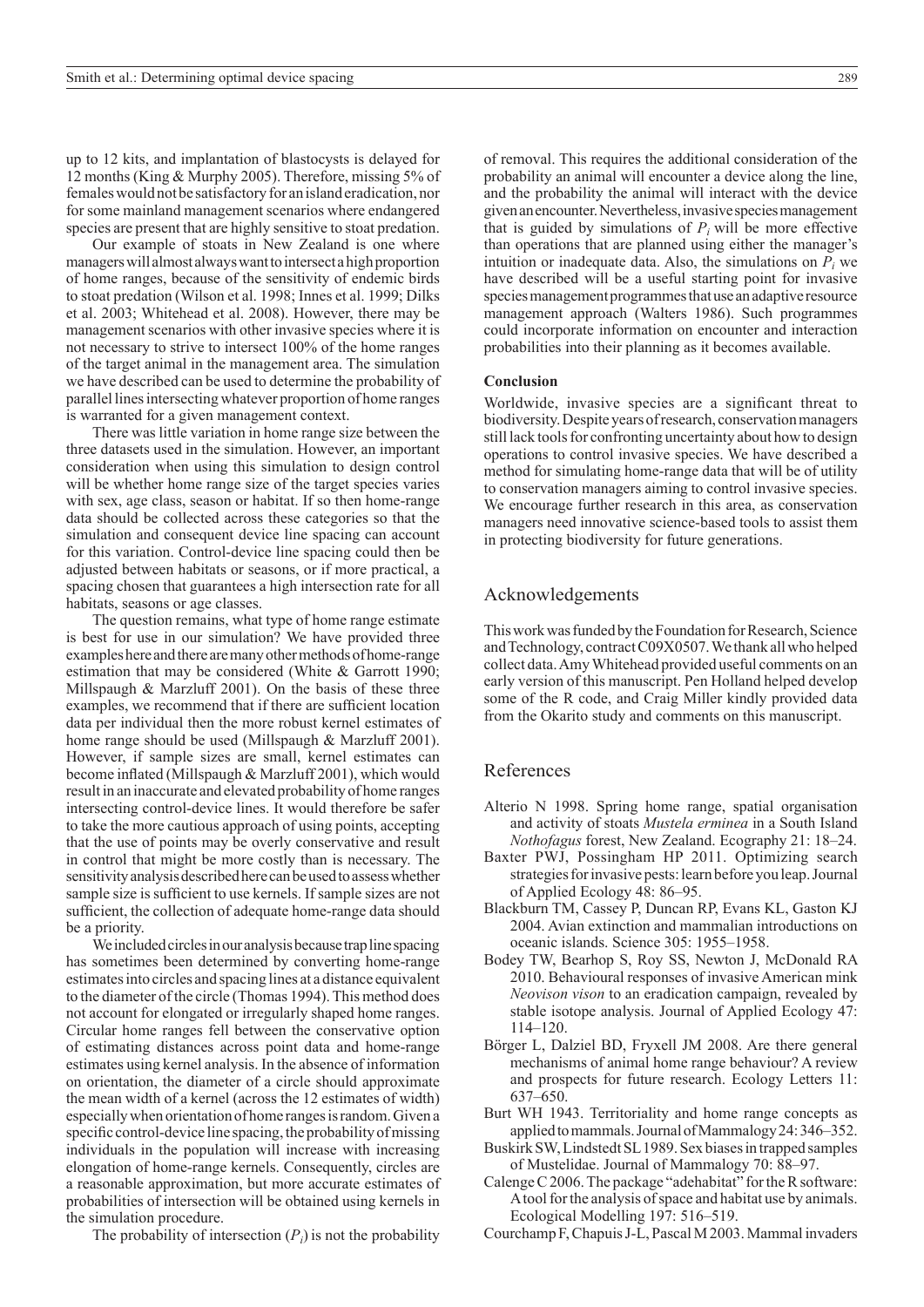up to 12 kits, and implantation of blastocysts is delayed for 12 months (King & Murphy 2005). Therefore, missing 5% of females would not be satisfactory for an island eradication, nor for some mainland management scenarios where endangered species are present that are highly sensitive to stoat predation.

Our example of stoats in New Zealand is one where managers will almost always want to intersect a high proportion of home ranges, because of the sensitivity of endemic birds to stoat predation (Wilson et al. 1998; Innes et al. 1999; Dilks et al. 2003; Whitehead et al. 2008). However, there may be management scenarios with other invasive species where it is not necessary to strive to intersect 100% of the home ranges of the target animal in the management area. The simulation we have described can be used to determine the probability of parallel lines intersecting whatever proportion of home ranges is warranted for a given management context.

There was little variation in home range size between the three datasets used in the simulation. However, an important consideration when using this simulation to design control will be whether home range size of the target species varies with sex, age class, season or habitat. If so then home-range data should be collected across these categories so that the simulation and consequent device line spacing can account for this variation. Control-device line spacing could then be adjusted between habitats or seasons, or if more practical, a spacing chosen that guarantees a high intersection rate for all habitats, seasons or age classes.

The question remains, what type of home range estimate is best for use in our simulation? We have provided three examples here and there are many other methods of home-range estimation that may be considered (White & Garrott 1990; Millspaugh & Marzluff 2001). On the basis of these three examples, we recommend that if there are sufficient location data per individual then the more robust kernel estimates of home range should be used (Millspaugh & Marzluff 2001). However, if sample sizes are small, kernel estimates can become inflated (Millspaugh & Marzluff 2001), which would result in an inaccurate and elevated probability of home ranges intersecting control-device lines. It would therefore be safer to take the more cautious approach of using points, accepting that the use of points may be overly conservative and result in control that might be more costly than is necessary. The sensitivity analysis described here can be used to assess whether sample size is sufficient to use kernels. If sample sizes are not sufficient, the collection of adequate home-range data should be a priority.

We included circles in our analysis because trap line spacing has sometimes been determined by converting home-range estimates into circles and spacing lines at a distance equivalent to the diameter of the circle (Thomas 1994). This method does not account for elongated or irregularly shaped home ranges. Circular home ranges fell between the conservative option of estimating distances across point data and home-range estimates using kernel analysis. In the absence of information on orientation, the diameter of a circle should approximate the mean width of a kernel (across the 12 estimates of width) especially when orientation of home ranges is random. Given a specific control-device line spacing, the probability of missing individuals in the population will increase with increasing elongation of home-range kernels. Consequently, circles are a reasonable approximation, but more accurate estimates of probabilities of intersection will be obtained using kernels in the simulation procedure.

The probability of intersection ($P_i$) is not the probability of removal. This requires the additional consideration of the probability an animal will encounter a device along the line, and the probability the animal will interact with the device given an encounter. Nevertheless, invasive species management that is guided by simulations of $P_i$ will be more effective than operations that are planned using either the manager's intuition or inadequate data. Also, the simulations on $P_i$ we have described will be a useful starting point for invasive species management programmes that use an adaptive resource management approach (Walters 1986). Such programmes could incorporate information on encounter and interaction probabilities into their planning as it becomes available.

### Conclusion

Worldwide, invasive species are a significant threat to biodiversity. Despite years of research, conservation managers still lack tools for confronting uncertainty about how to design operations to control invasive species. We have described a method for simulating home-range data that will be of utility to conservation managers aiming to control invasive species. We encourage further research in this area, as conservation managers need innovative science-based tools to assist them in protecting biodiversity for future generations.

## Acknowledgements

This work was funded by the Foundation for Research, Science and Technology, contract C09X0507. We thank all who helped collect data. Amy Whitehead provided useful comments on an early version of this manuscript. Pen Holland helped develop some of the R code, and Craig Miller kindly provided data from the Okarito study and comments on this manuscript.

## References

Alterio N 1998. Spring home range, spatial organisation and activity of stoats *Mustela erminea* in a South Island *Nothofagus* forest, New Zealand. Ecography 21: 18–24.

Baxter PWJ, Possingham HP 2011. Optimizing search strategies for invasive pests: learn before you leap. Journal of Applied Ecology 48: 86–95.

Blackburn TM, Cassey P, Duncan RP, Evans KL, Gaston KJ 2004. Avian extinction and mammalian introductions on oceanic islands. Science 305: 1955–1958.

Bodey TW, Bearhop S, Roy SS, Newton J, McDonald RA 2010. Behavioural responses of invasive American mink *Neovison vison* to an eradication campaign, revealed by stable isotope analysis. Journal of Applied Ecology 47: 114–120.

Börger L, Dalziel BD, Fryxell JM 2008. Are there general mechanisms of animal home range behaviour? A review and prospects for future research. Ecology Letters 11: 637–650.

Burt WH 1943. Territoriality and home range concepts as applied to mammals. Journal of Mammalogy 24: 346–352.

Buskirk SW, Lindstedt SL 1989. Sex biases in trapped samples of Mustelidae. Journal of Mammalogy 70: 88–97.

Calenge C 2006. The package "adehabitat" for the R software: A tool for the analysis of space and habitat use by animals. Ecological Modelling 197: 516–519.

Courchamp F, Chapuis J-L, Pascal M 2003. Mammal invaders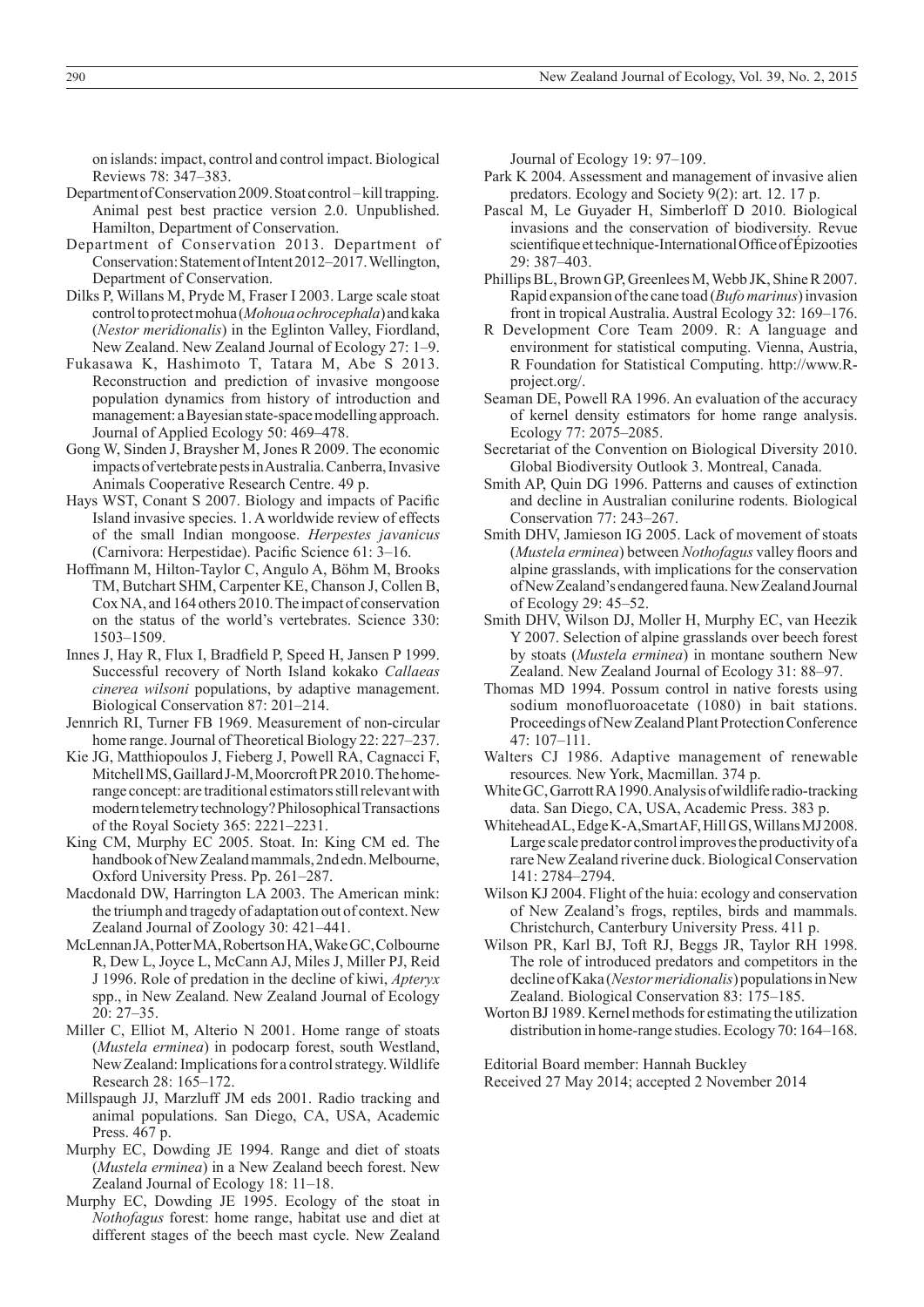on islands: impact, control and control impact. Biological Reviews 78: 347–383.

Department of Conservation 2009. Stoat control – kill trapping. Animal pest best practice version 2.0. Unpublished. Hamilton, Department of Conservation.

Department of Conservation 2013. Department of Conservation: Statement of Intent 2012–2017. Wellington, Department of Conservation.

Dilks P, Willans M, Pryde M, Fraser I 2003. Large scale stoat control to protect mohua (*Mohoua ochrocephala*) and kaka (*Nestor meridionalis*) in the Eglinton Valley, Fiordland, New Zealand. New Zealand Journal of Ecology 27: 1–9.

Fukasawa K, Hashimoto T, Tatara M, Abe S 2013. Reconstruction and prediction of invasive mongoose population dynamics from history of introduction and management: a Bayesian state-space modelling approach. Journal of Applied Ecology 50: 469–478.

Gong W, Sinden J, Braysher M, Jones R 2009. The economic impacts of vertebrate pests in Australia. Canberra, Invasive Animals Cooperative Research Centre. 49 p.

Hays WST, Conant S 2007. Biology and impacts of Pacific Island invasive species. 1. A worldwide review of effects of the small Indian mongoose. *Herpestes javanicus* (Carnivora: Herpestidae). Pacific Science 61: 3–16.

Hoffmann M, Hilton-Taylor C, Angulo A, Böhm M, Brooks TM, Butchart SHM, Carpenter KE, Chanson J, Collen B, Cox NA, and 164 others 2010. The impact of conservation on the status of the world's vertebrates. Science 330: 1503–1509.

Innes J, Hay R, Flux I, Bradfield P, Speed H, Jansen P 1999. Successful recovery of North Island kokako *Callaeas cinerea wilsoni* populations, by adaptive management. Biological Conservation 87: 201–214.

Jennrich RI, Turner FB 1969. Measurement of non-circular home range. Journal of Theoretical Biology 22: 227–237.

Kie JG, Matthiopoulos J, Fieberg J, Powell RA, Cagnacci F, Mitchell MS, Gaillard J-M, Moorcroft PR 2010. The home-range concept: are traditional estimators still relevant with modern telemetry technology? Philosophical Transactions of the Royal Society 365: 2221–2231.

King CM, Murphy EC 2005. Stoat. In: King CM ed. The handbook of New Zealand mammals, 2nd edn. Melbourne, Oxford University Press. Pp. 261–287.

Macdonald DW, Harrington LA 2003. The American mink: the triumph and tragedy of adaptation out of context. New Zealand Journal of Zoology 30: 421–441.

McLennan JA, Potter MA, Robertson HA, Wake GC, Colbourne R, Dew L, Joyce L, McCann AJ, Miles J, Miller PJ, Reid J 1996. Role of predation in the decline of kiwi, *Apteryx* spp., in New Zealand. New Zealand Journal of Ecology 20: 27–35.

Miller C, Elliot M, Alterio N 2001. Home range of stoats (*Mustela erminea*) in podocarp forest, south Westland, New Zealand: Implications for a control strategy. Wildlife Research 28: 165–172.

Millspaugh JJ, Marzluff JM eds 2001. Radio tracking and animal populations. San Diego, CA, USA, Academic Press. 467 p.

Murphy EC, Dowding JE 1994. Range and diet of stoats (*Mustela erminea*) in a New Zealand beech forest. New Zealand Journal of Ecology 18: 11–18.

Murphy EC, Dowding JE 1995. Ecology of the stoat in *Nothofagus* forest: home range, habitat use and diet at different stages of the beech mast cycle. New Zealand Journal of Ecology 19: 97–109.

Park K 2004. Assessment and management of invasive alien predators. Ecology and Society 9(2): art. 12. 17 p.

Pascal M, Le Guyader H, Simberloff D 2010. Biological invasions and the conservation of biodiversity. Revue scientifique et technique-International Office of Epizooties 29: 387–403.

Phillips BL, Brown GP, Greenlees M, Webb JK, Shine R 2007. Rapid expansion of the cane toad (*Bufo marinus*) invasion front in tropical Australia. Austral Ecology 32: 169–176.

R Development Core Team 2009. R: A language and environment for statistical computing. Vienna, Austria, R Foundation for Statistical Computing. http://www.R-project.org/.

Seaman DE, Powell RA 1996. An evaluation of the accuracy of kernel density estimators for home range analysis. Ecology 77: 2075–2085.

Secretariat of the Convention on Biological Diversity 2010. Global Biodiversity Outlook 3. Montreal, Canada.

Smith AP, Quin DG 1996. Patterns and causes of extinction and decline in Australian conilurine rodents. Biological Conservation 77: 243–267.

Smith DHV, Jamieson IG 2005. Lack of movement of stoats (*Mustela erminea*) between *Nothofagus* valley floors and alpine grasslands, with implications for the conservation of New Zealand's endangered fauna. New Zealand Journal of Ecology 29: 45–52.

Smith DHV, Wilson DJ, Moller H, Murphy EC, van Heezik Y 2007. Selection of alpine grasslands over beech forest by stoats (*Mustela erminea*) in montane southern New Zealand. New Zealand Journal of Ecology 31: 88–97.

Thomas MD 1994. Possum control in native forests using sodium monofluoroacetate (1080) in bait stations. Proceedings of New Zealand Plant Protection Conference 47: 107–111.

Walters CJ 1986. Adaptive management of renewable resources. New York, Macmillan. 374 p.

White GC, Garrott RA 1990. Analysis of wildlife radio-tracking data. San Diego, CA, USA, Academic Press. 383 p.

Whitehead AL, Edge K-A, Smart AF, Hill GS, Willans MJ 2008. Large scale predator control improves the productivity of a rare New Zealand riverine duck. Biological Conservation 141: 2784–2794.

Wilson KJ 2004. Flight of the huia: ecology and conservation of New Zealand's frogs, reptiles, birds and mammals. Christchurch, Canterbury University Press. 411 p.

Wilson PR, Karl BJ, Toft RJ, Beggs JR, Taylor RH 1998. The role of introduced predators and competitors in the decline of Kaka (*Nestor meridionalis*) populations in New Zealand. Biological Conservation 83: 175–185.

Worton BJ 1989. Kernel methods for estimating the utilization distribution in home-range studies. Ecology 70: 164–168.

Editorial Board member: Hannah Buckley

Received 27 May 2014; accepted 2 November 2014